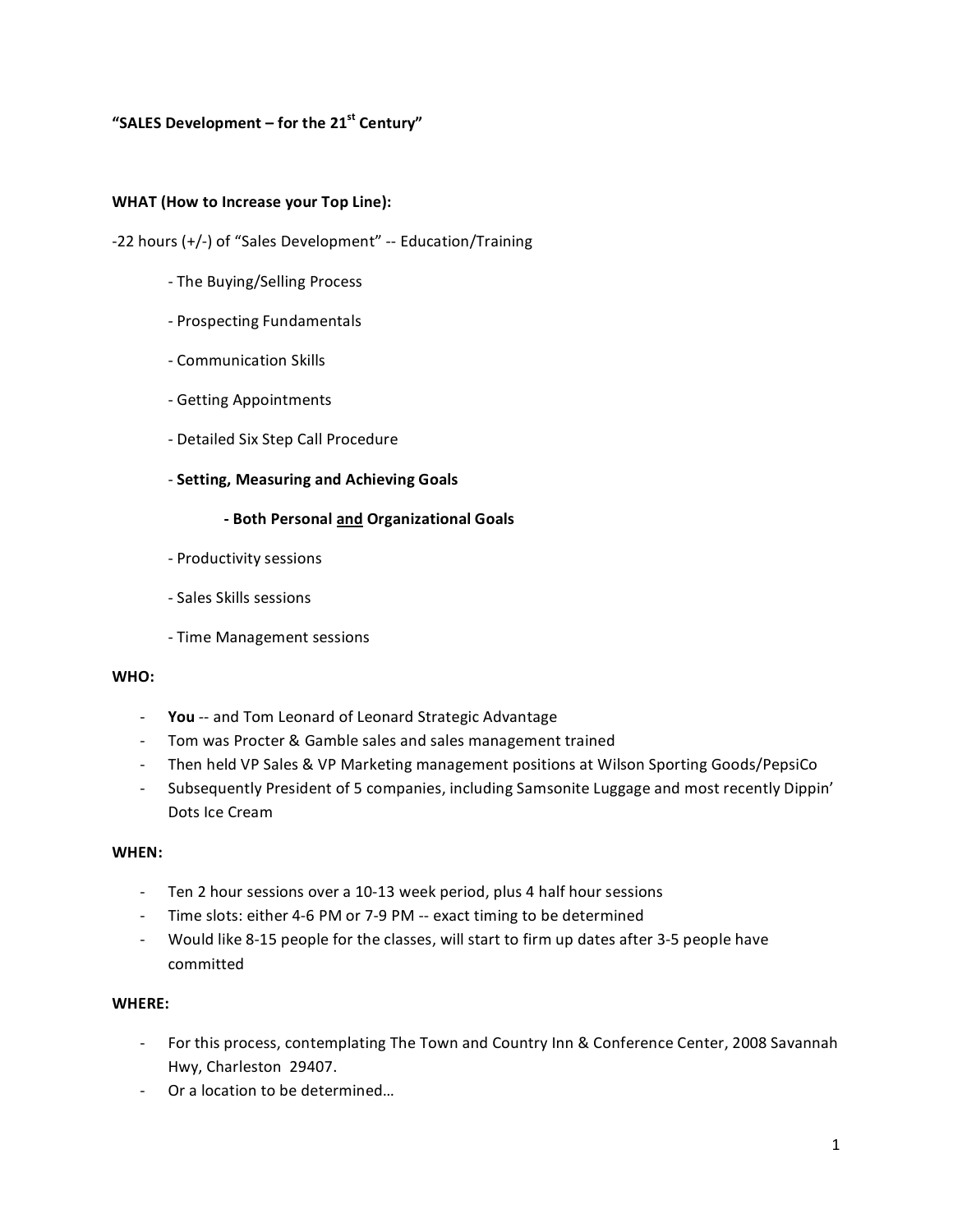**"SALES Development – for the 21$^{st}$ Century"**

**WHAT (How to Increase your Top Line):**

-22 hours (+/-) of "Sales Development" -- Education/Training

- The Buying/Selling Process
- Prospecting Fundamentals
- Communication Skills
- Getting Appointments
- Detailed Six Step Call Procedure
- **Setting, Measuring and Achieving Goals**
    - **Both Personal <u>and</u> Organizational Goals**
- Productivity sessions
- Sales Skills sessions
- Time Management sessions

**WHO:**

- **You** -- and Tom Leonard of Leonard Strategic Advantage
- Tom was Procter & Gamble sales and sales management trained
- Then held VP Sales & VP Marketing management positions at Wilson Sporting Goods/PepsiCo
- Subsequently President of 5 companies, including Samsonite Luggage and most recently Dippin' Dots Ice Cream

**WHEN:**

- Ten 2 hour sessions over a 10-13 week period, plus 4 half hour sessions
- Time slots: either 4-6 PM or 7-9 PM -- exact timing to be determined
- Would like 8-15 people for the classes, will start to firm up dates after 3-5 people have committed

**WHERE:**

- For this process, contemplating The Town and Country Inn & Conference Center, 2008 Savannah Hwy, Charleston 29407.
- Or a location to be determined…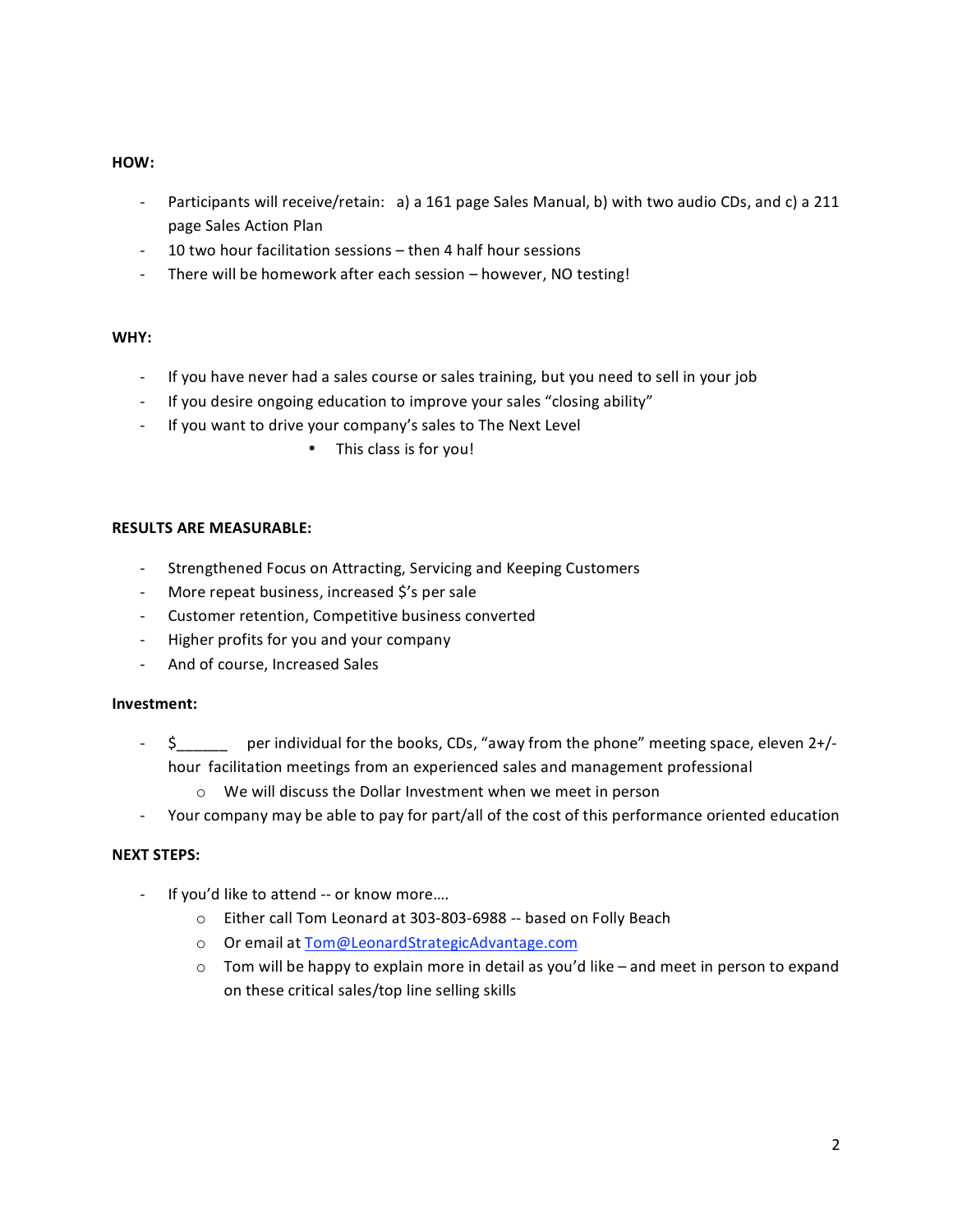**HOW:**

- Participants will receive/retain: a) a 161 page Sales Manual, b) with two audio CDs, and c) a 211 page Sales Action Plan
- 10 two hour facilitation sessions – then 4 half hour sessions
- There will be homework after each session – however, NO testing!

**WHY:**

- If you have never had a sales course or sales training, but you need to sell in your job
- If you desire ongoing education to improve your sales "closing ability"
- If you want to drive your company's sales to The Next Level
    - This class is for you!

**RESULTS ARE MEASURABLE:**

- Strengthened Focus on Attracting, Servicing and Keeping Customers
- More repeat business, increased $'s per sale
- Customer retention, Competitive business converted
- Higher profits for you and your company
- And of course, Increased Sales

**Investment:**

- $______ per individual for the books, CDs, "away from the phone" meeting space, eleven 2+/- hour facilitation meetings from an experienced sales and management professional
    - We will discuss the Dollar Investment when we meet in person
- Your company may be able to pay for part/all of the cost of this performance oriented education

**NEXT STEPS:**

- If you'd like to attend -- or know more….
    - Either call Tom Leonard at 303-803-6988 -- based on Folly Beach
    - Or email at Tom@LeonardStrategicAdvantage.com
    - Tom will be happy to explain more in detail as you'd like – and meet in person to expand on these critical sales/top line selling skills